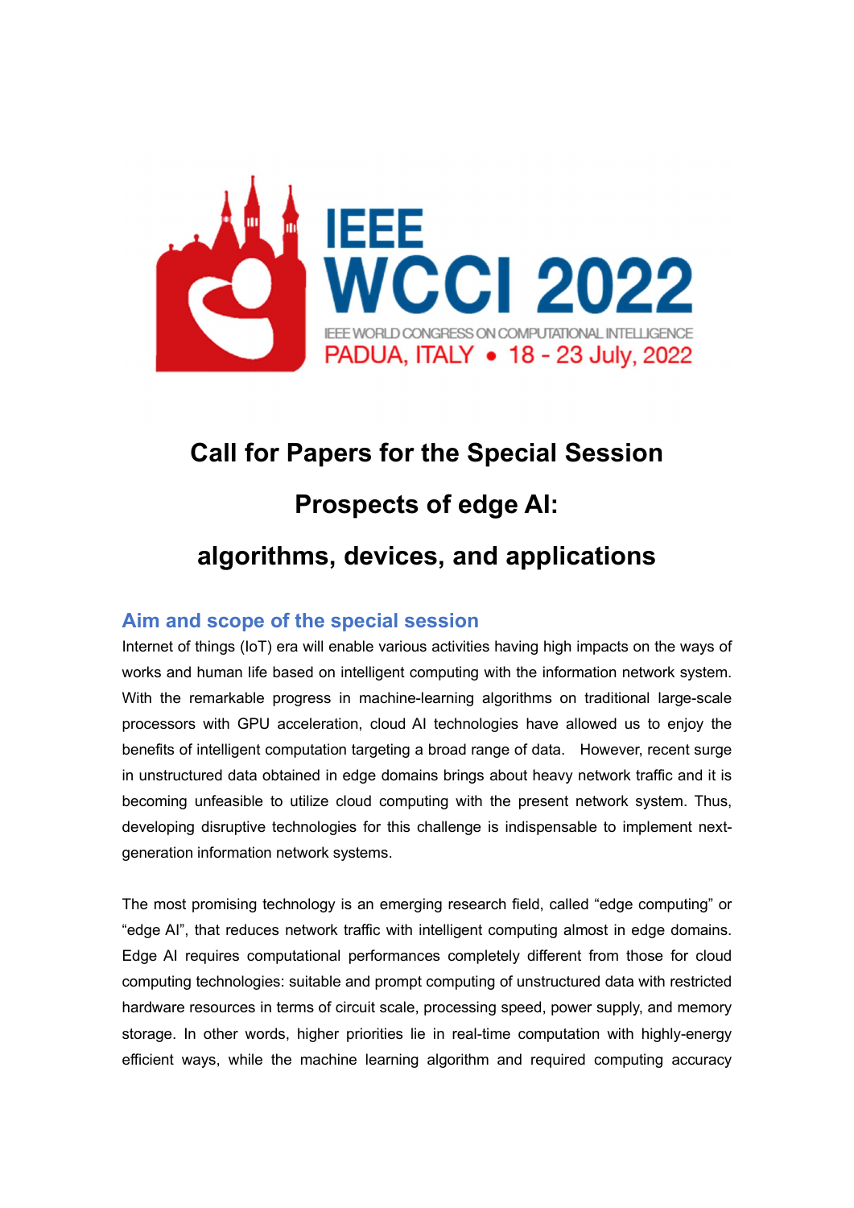IEEE WCCI 2022

IEEE WORLD CONGRESS ON COMPUTATIONAL INTELLIGENCE

PADUA, ITALY • 18 - 23 July, 2022

# Call for Papers for the Special Session

# Prospects of edge AI:

# algorithms, devices, and applications

## Aim and scope of the special session

Internet of things (IoT) era will enable various activities having high impacts on the ways of works and human life based on intelligent computing with the information network system. With the remarkable progress in machine-learning algorithms on traditional large-scale processors with GPU acceleration, cloud AI technologies have allowed us to enjoy the benefits of intelligent computation targeting a broad range of data. However, recent surge in unstructured data obtained in edge domains brings about heavy network traffic and it is becoming unfeasible to utilize cloud computing with the present network system. Thus, developing disruptive technologies for this challenge is indispensable to implement next-generation information network systems.

The most promising technology is an emerging research field, called "edge computing" or "edge AI", that reduces network traffic with intelligent computing almost in edge domains. Edge AI requires computational performances completely different from those for cloud computing technologies: suitable and prompt computing of unstructured data with restricted hardware resources in terms of circuit scale, processing speed, power supply, and memory storage. In other words, higher priorities lie in real-time computation with highly-energy efficient ways, while the machine learning algorithm and required computing accuracy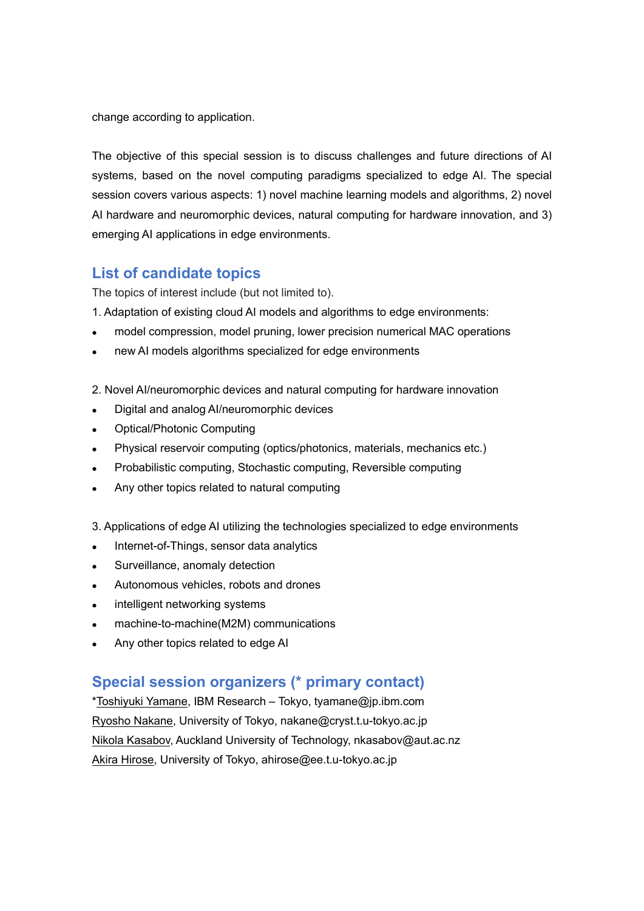change according to application.

The objective of this special session is to discuss challenges and future directions of AI systems, based on the novel computing paradigms specialized to edge AI. The special session covers various aspects: 1) novel machine learning models and algorithms, 2) novel AI hardware and neuromorphic devices, natural computing for hardware innovation, and 3) emerging AI applications in edge environments.

## List of candidate topics

The topics of interest include (but not limited to).

1. Adaptation of existing cloud AI models and algorithms to edge environments:

- model compression, model pruning, lower precision numerical MAC operations
- new AI models algorithms specialized for edge environments

2. Novel AI/neuromorphic devices and natural computing for hardware innovation

- Digital and analog AI/neuromorphic devices
- Optical/Photonic Computing
- Physical reservoir computing (optics/photonics, materials, mechanics etc.)
- Probabilistic computing, Stochastic computing, Reversible computing
- Any other topics related to natural computing

3. Applications of edge AI utilizing the technologies specialized to edge environments

- Internet-of-Things, sensor data analytics
- Surveillance, anomaly detection
- Autonomous vehicles, robots and drones
- intelligent networking systems
- machine-to-machine(M2M) communications
- Any other topics related to edge AI

## Special session organizers (* primary contact)

*Toshiyuki Yamane, IBM Research – Tokyo, tyamane@jp.ibm.com
Ryosho Nakane, University of Tokyo, nakane@cryst.t.u-tokyo.ac.jp
Nikola Kasabov, Auckland University of Technology, nkasabov@aut.ac.nz
Akira Hirose, University of Tokyo, ahirose@ee.t.u-tokyo.ac.jp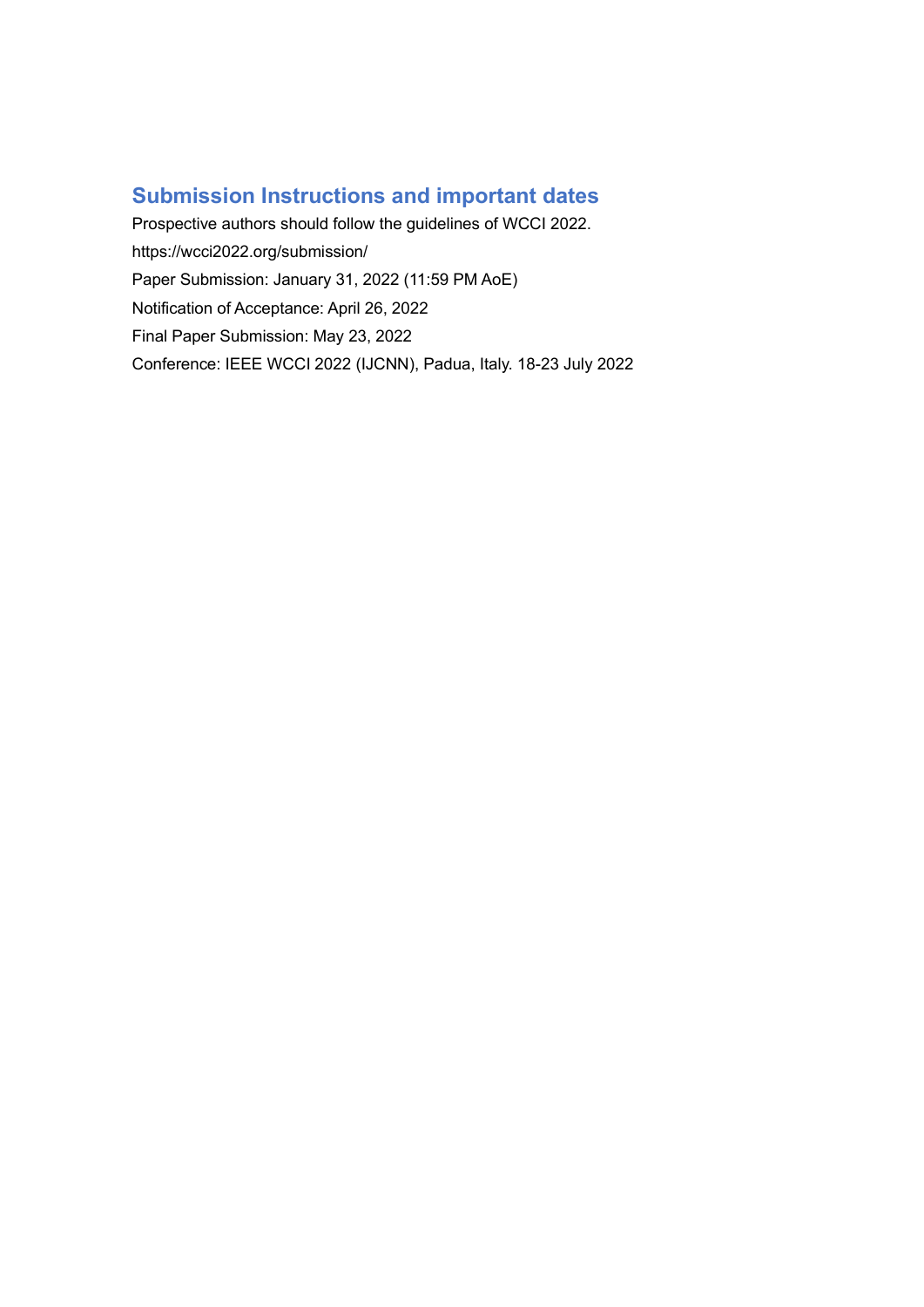## Submission Instructions and important dates

Prospective authors should follow the guidelines of WCCI 2022.

https://wcci2022.org/submission/

Paper Submission: January 31, 2022 (11:59 PM AoE)

Notification of Acceptance: April 26, 2022

Final Paper Submission: May 23, 2022

Conference: IEEE WCCI 2022 (IJCNN), Padua, Italy. 18-23 July 2022